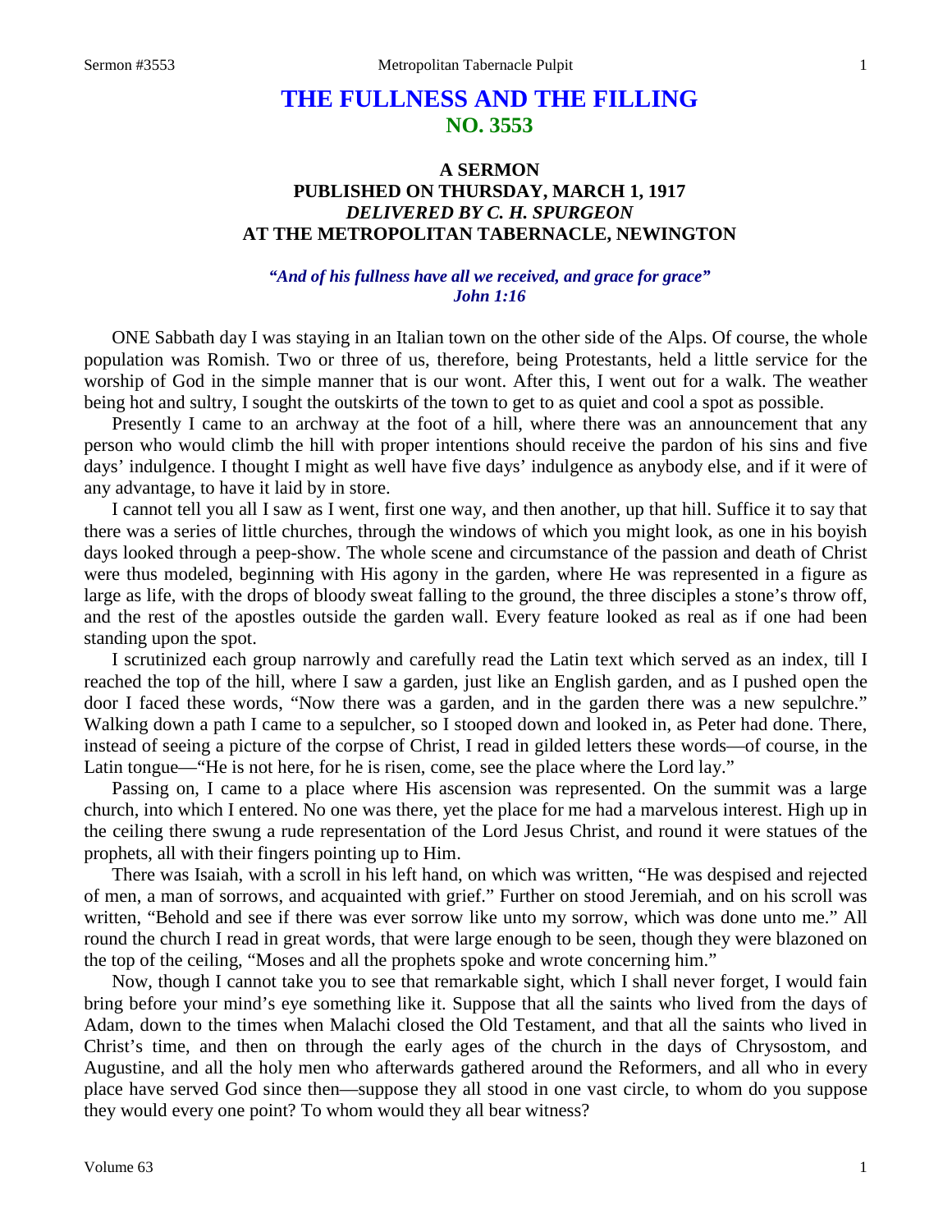# THE FULLNESS AND THE FILLING
## NO. 3553

### A SERMON
### PUBLISHED ON THURSDAY, MARCH 1, 1917
### *DELIVERED BY C. H. SPURGEON*
### AT THE METROPOLITAN TABERNACLE, NEWINGTON

***"And of his fullness have all we received, and grace for grace"***
***John 1:16***

ONE Sabbath day I was staying in an Italian town on the other side of the Alps. Of course, the whole population was Romish. Two or three of us, therefore, being Protestants, held a little service for the worship of God in the simple manner that is our wont. After this, I went out for a walk. The weather being hot and sultry, I sought the outskirts of the town to get to as quiet and cool a spot as possible.

Presently I came to an archway at the foot of a hill, where there was an announcement that any person who would climb the hill with proper intentions should receive the pardon of his sins and five days' indulgence. I thought I might as well have five days' indulgence as anybody else, and if it were of any advantage, to have it laid by in store.

I cannot tell you all I saw as I went, first one way, and then another, up that hill. Suffice it to say that there was a series of little churches, through the windows of which you might look, as one in his boyish days looked through a peep-show. The whole scene and circumstance of the passion and death of Christ were thus modeled, beginning with His agony in the garden, where He was represented in a figure as large as life, with the drops of bloody sweat falling to the ground, the three disciples a stone's throw off, and the rest of the apostles outside the garden wall. Every feature looked as real as if one had been standing upon the spot.

I scrutinized each group narrowly and carefully read the Latin text which served as an index, till I reached the top of the hill, where I saw a garden, just like an English garden, and as I pushed open the door I faced these words, "Now there was a garden, and in the garden there was a new sepulchre." Walking down a path I came to a sepulcher, so I stooped down and looked in, as Peter had done. There, instead of seeing a picture of the corpse of Christ, I read in gilded letters these words—of course, in the Latin tongue—"He is not here, for he is risen, come, see the place where the Lord lay."

Passing on, I came to a place where His ascension was represented. On the summit was a large church, into which I entered. No one was there, yet the place for me had a marvelous interest. High up in the ceiling there swung a rude representation of the Lord Jesus Christ, and round it were statues of the prophets, all with their fingers pointing up to Him.

There was Isaiah, with a scroll in his left hand, on which was written, "He was despised and rejected of men, a man of sorrows, and acquainted with grief." Further on stood Jeremiah, and on his scroll was written, "Behold and see if there was ever sorrow like unto my sorrow, which was done unto me." All round the church I read in great words, that were large enough to be seen, though they were blazoned on the top of the ceiling, "Moses and all the prophets spoke and wrote concerning him."

Now, though I cannot take you to see that remarkable sight, which I shall never forget, I would fain bring before your mind's eye something like it. Suppose that all the saints who lived from the days of Adam, down to the times when Malachi closed the Old Testament, and that all the saints who lived in Christ's time, and then on through the early ages of the church in the days of Chrysostom, and Augustine, and all the holy men who afterwards gathered around the Reformers, and all who in every place have served God since then—suppose they all stood in one vast circle, to whom do you suppose they would every one point? To whom would they all bear witness?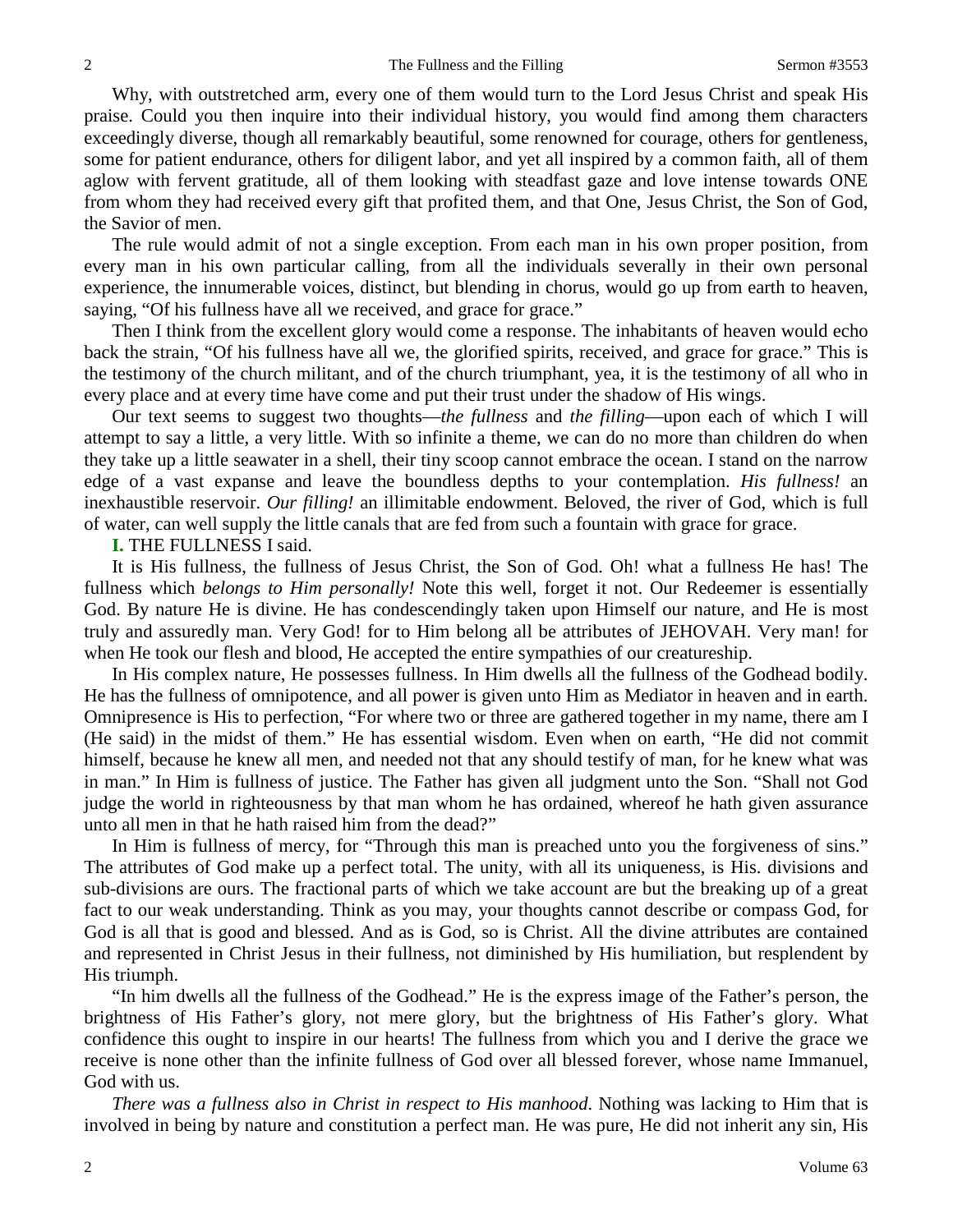Why, with outstretched arm, every one of them would turn to the Lord Jesus Christ and speak His praise. Could you then inquire into their individual history, you would find among them characters exceedingly diverse, though all remarkably beautiful, some renowned for courage, others for gentleness, some for patient endurance, others for diligent labor, and yet all inspired by a common faith, all of them aglow with fervent gratitude, all of them looking with steadfast gaze and love intense towards ONE from whom they had received every gift that profited them, and that One, Jesus Christ, the Son of God, the Savior of men.

The rule would admit of not a single exception. From each man in his own proper position, from every man in his own particular calling, from all the individuals severally in their own personal experience, the innumerable voices, distinct, but blending in chorus, would go up from earth to heaven, saying, "Of his fullness have all we received, and grace for grace."

Then I think from the excellent glory would come a response. The inhabitants of heaven would echo back the strain, "Of his fullness have all we, the glorified spirits, received, and grace for grace." This is the testimony of the church militant, and of the church triumphant, yea, it is the testimony of all who in every place and at every time have come and put their trust under the shadow of His wings.

Our text seems to suggest two thoughts—*the fullness* and *the filling*—upon each of which I will attempt to say a little, a very little. With so infinite a theme, we can do no more than children do when they take up a little seawater in a shell, their tiny scoop cannot embrace the ocean. I stand on the narrow edge of a vast expanse and leave the boundless depths to your contemplation. *His fullness!* an inexhaustible reservoir. *Our filling!* an illimitable endowment. Beloved, the river of God, which is full of water, can well supply the little canals that are fed from such a fountain with grace for grace.

**I.** THE FULLNESS I said.

It is His fullness, the fullness of Jesus Christ, the Son of God. Oh! what a fullness He has! The fullness which *belongs to Him personally!* Note this well, forget it not. Our Redeemer is essentially God. By nature He is divine. He has condescendingly taken upon Himself our nature, and He is most truly and assuredly man. Very God! for to Him belong all be attributes of JEHOVAH. Very man! for when He took our flesh and blood, He accepted the entire sympathies of our creatureship.

In His complex nature, He possesses fullness. In Him dwells all the fullness of the Godhead bodily. He has the fullness of omnipotence, and all power is given unto Him as Mediator in heaven and in earth. Omnipresence is His to perfection, "For where two or three are gathered together in my name, there am I (He said) in the midst of them." He has essential wisdom. Even when on earth, "He did not commit himself, because he knew all men, and needed not that any should testify of man, for he knew what was in man." In Him is fullness of justice. The Father has given all judgment unto the Son. "Shall not God judge the world in righteousness by that man whom he has ordained, whereof he hath given assurance unto all men in that he hath raised him from the dead?"

In Him is fullness of mercy, for "Through this man is preached unto you the forgiveness of sins." The attributes of God make up a perfect total. The unity, with all its uniqueness, is His. divisions and sub-divisions are ours. The fractional parts of which we take account are but the breaking up of a great fact to our weak understanding. Think as you may, your thoughts cannot describe or compass God, for God is all that is good and blessed. And as is God, so is Christ. All the divine attributes are contained and represented in Christ Jesus in their fullness, not diminished by His humiliation, but resplendent by His triumph.

"In him dwells all the fullness of the Godhead." He is the express image of the Father's person, the brightness of His Father's glory, not mere glory, but the brightness of His Father's glory. What confidence this ought to inspire in our hearts! The fullness from which you and I derive the grace we receive is none other than the infinite fullness of God over all blessed forever, whose name Immanuel, God with us.

*There was a fullness also in Christ in respect to His manhood.* Nothing was lacking to Him that is involved in being by nature and constitution a perfect man. He was pure, He did not inherit any sin, His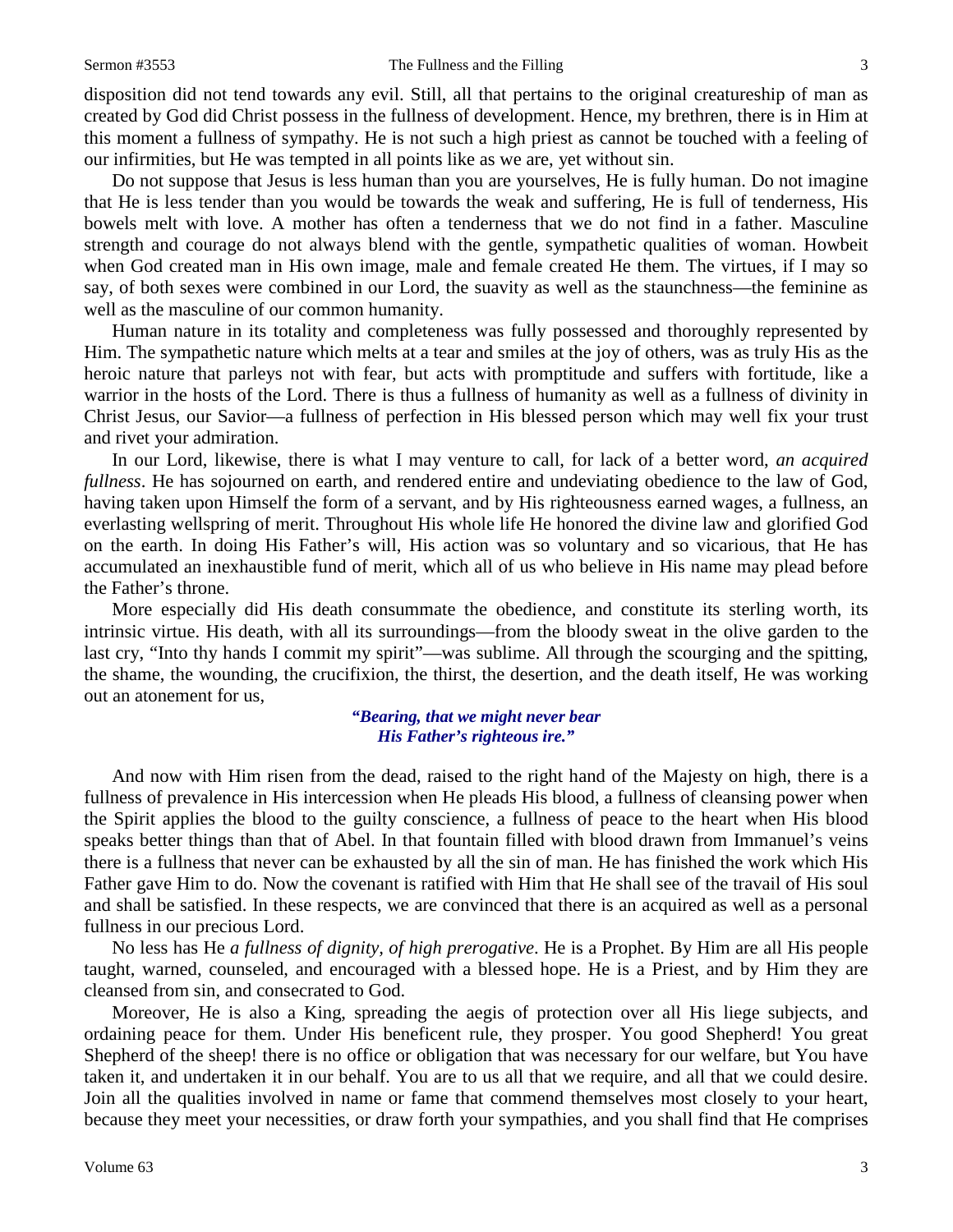disposition did not tend towards any evil. Still, all that pertains to the original creatureship of man as created by God did Christ possess in the fullness of development. Hence, my brethren, there is in Him at this moment a fullness of sympathy. He is not such a high priest as cannot be touched with a feeling of our infirmities, but He was tempted in all points like as we are, yet without sin.

Do not suppose that Jesus is less human than you are yourselves, He is fully human. Do not imagine that He is less tender than you would be towards the weak and suffering, He is full of tenderness, His bowels melt with love. A mother has often a tenderness that we do not find in a father. Masculine strength and courage do not always blend with the gentle, sympathetic qualities of woman. Howbeit when God created man in His own image, male and female created He them. The virtues, if I may so say, of both sexes were combined in our Lord, the suavity as well as the staunchness—the feminine as well as the masculine of our common humanity.

Human nature in its totality and completeness was fully possessed and thoroughly represented by Him. The sympathetic nature which melts at a tear and smiles at the joy of others, was as truly His as the heroic nature that parleys not with fear, but acts with promptitude and suffers with fortitude, like a warrior in the hosts of the Lord. There is thus a fullness of humanity as well as a fullness of divinity in Christ Jesus, our Savior—a fullness of perfection in His blessed person which may well fix your trust and rivet your admiration.

In our Lord, likewise, there is what I may venture to call, for lack of a better word, *an acquired fullness*. He has sojourned on earth, and rendered entire and undeviating obedience to the law of God, having taken upon Himself the form of a servant, and by His righteousness earned wages, a fullness, an everlasting wellspring of merit. Throughout His whole life He honored the divine law and glorified God on the earth. In doing His Father's will, His action was so voluntary and so vicarious, that He has accumulated an inexhaustible fund of merit, which all of us who believe in His name may plead before the Father's throne.

More especially did His death consummate the obedience, and constitute its sterling worth, its intrinsic virtue. His death, with all its surroundings—from the bloody sweat in the olive garden to the last cry, "Into thy hands I commit my spirit"—was sublime. All through the scourging and the spitting, the shame, the wounding, the crucifixion, the thirst, the desertion, and the death itself, He was working out an atonement for us,

> ***"Bearing, that we might never bear***
> ***His Father's righteous ire."***

And now with Him risen from the dead, raised to the right hand of the Majesty on high, there is a fullness of prevalence in His intercession when He pleads His blood, a fullness of cleansing power when the Spirit applies the blood to the guilty conscience, a fullness of peace to the heart when His blood speaks better things than that of Abel. In that fountain filled with blood drawn from Immanuel's veins there is a fullness that never can be exhausted by all the sin of man. He has finished the work which His Father gave Him to do. Now the covenant is ratified with Him that He shall see of the travail of His soul and shall be satisfied. In these respects, we are convinced that there is an acquired as well as a personal fullness in our precious Lord.

No less has He *a fullness of dignity, of high prerogative*. He is a Prophet. By Him are all His people taught, warned, counseled, and encouraged with a blessed hope. He is a Priest, and by Him they are cleansed from sin, and consecrated to God.

Moreover, He is also a King, spreading the aegis of protection over all His liege subjects, and ordaining peace for them. Under His beneficent rule, they prosper. You good Shepherd! You great Shepherd of the sheep! there is no office or obligation that was necessary for our welfare, but You have taken it, and undertaken it in our behalf. You are to us all that we require, and all that we could desire. Join all the qualities involved in name or fame that commend themselves most closely to your heart, because they meet your necessities, or draw forth your sympathies, and you shall find that He comprises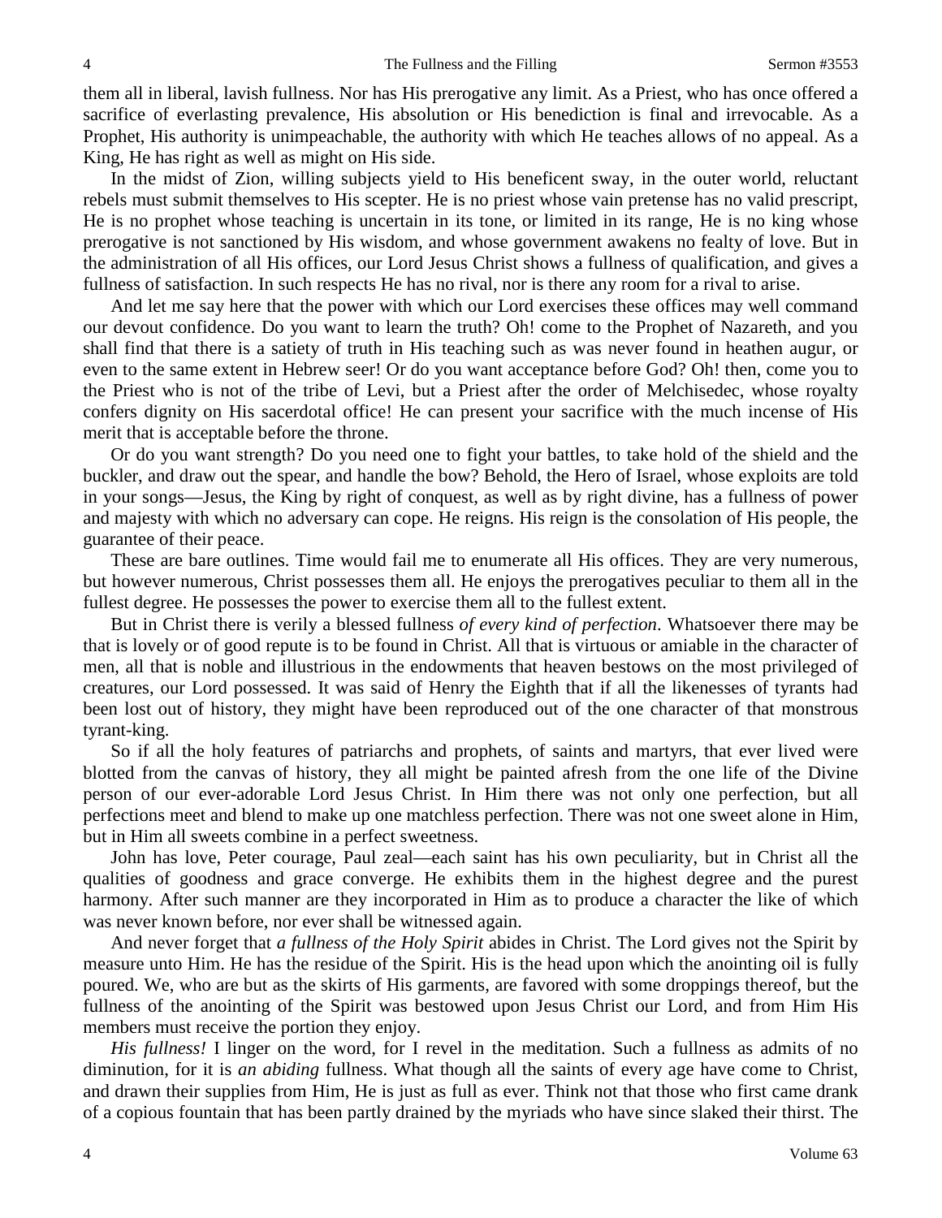them all in liberal, lavish fullness. Nor has His prerogative any limit. As a Priest, who has once offered a sacrifice of everlasting prevalence, His absolution or His benediction is final and irrevocable. As a Prophet, His authority is unimpeachable, the authority with which He teaches allows of no appeal. As a King, He has right as well as might on His side.

In the midst of Zion, willing subjects yield to His beneficent sway, in the outer world, reluctant rebels must submit themselves to His scepter. He is no priest whose vain pretense has no valid prescript, He is no prophet whose teaching is uncertain in its tone, or limited in its range, He is no king whose prerogative is not sanctioned by His wisdom, and whose government awakens no fealty of love. But in the administration of all His offices, our Lord Jesus Christ shows a fullness of qualification, and gives a fullness of satisfaction. In such respects He has no rival, nor is there any room for a rival to arise.

And let me say here that the power with which our Lord exercises these offices may well command our devout confidence. Do you want to learn the truth? Oh! come to the Prophet of Nazareth, and you shall find that there is a satiety of truth in His teaching such as was never found in heathen augur, or even to the same extent in Hebrew seer! Or do you want acceptance before God? Oh! then, come you to the Priest who is not of the tribe of Levi, but a Priest after the order of Melchisedec, whose royalty confers dignity on His sacerdotal office! He can present your sacrifice with the much incense of His merit that is acceptable before the throne.

Or do you want strength? Do you need one to fight your battles, to take hold of the shield and the buckler, and draw out the spear, and handle the bow? Behold, the Hero of Israel, whose exploits are told in your songs—Jesus, the King by right of conquest, as well as by right divine, has a fullness of power and majesty with which no adversary can cope. He reigns. His reign is the consolation of His people, the guarantee of their peace.

These are bare outlines. Time would fail me to enumerate all His offices. They are very numerous, but however numerous, Christ possesses them all. He enjoys the prerogatives peculiar to them all in the fullest degree. He possesses the power to exercise them all to the fullest extent.

But in Christ there is verily a blessed fullness *of every kind of perfection*. Whatsoever there may be that is lovely or of good repute is to be found in Christ. All that is virtuous or amiable in the character of men, all that is noble and illustrious in the endowments that heaven bestows on the most privileged of creatures, our Lord possessed. It was said of Henry the Eighth that if all the likenesses of tyrants had been lost out of history, they might have been reproduced out of the one character of that monstrous tyrant-king.

So if all the holy features of patriarchs and prophets, of saints and martyrs, that ever lived were blotted from the canvas of history, they all might be painted afresh from the one life of the Divine person of our ever-adorable Lord Jesus Christ. In Him there was not only one perfection, but all perfections meet and blend to make up one matchless perfection. There was not one sweet alone in Him, but in Him all sweets combine in a perfect sweetness.

John has love, Peter courage, Paul zeal—each saint has his own peculiarity, but in Christ all the qualities of goodness and grace converge. He exhibits them in the highest degree and the purest harmony. After such manner are they incorporated in Him as to produce a character the like of which was never known before, nor ever shall be witnessed again.

And never forget that *a fullness of the Holy Spirit* abides in Christ. The Lord gives not the Spirit by measure unto Him. He has the residue of the Spirit. His is the head upon which the anointing oil is fully poured. We, who are but as the skirts of His garments, are favored with some droppings thereof, but the fullness of the anointing of the Spirit was bestowed upon Jesus Christ our Lord, and from Him His members must receive the portion they enjoy.

*His fullness!* I linger on the word, for I revel in the meditation. Such a fullness as admits of no diminution, for it is *an abiding* fullness. What though all the saints of every age have come to Christ, and drawn their supplies from Him, He is just as full as ever. Think not that those who first came drank of a copious fountain that has been partly drained by the myriads who have since slaked their thirst. The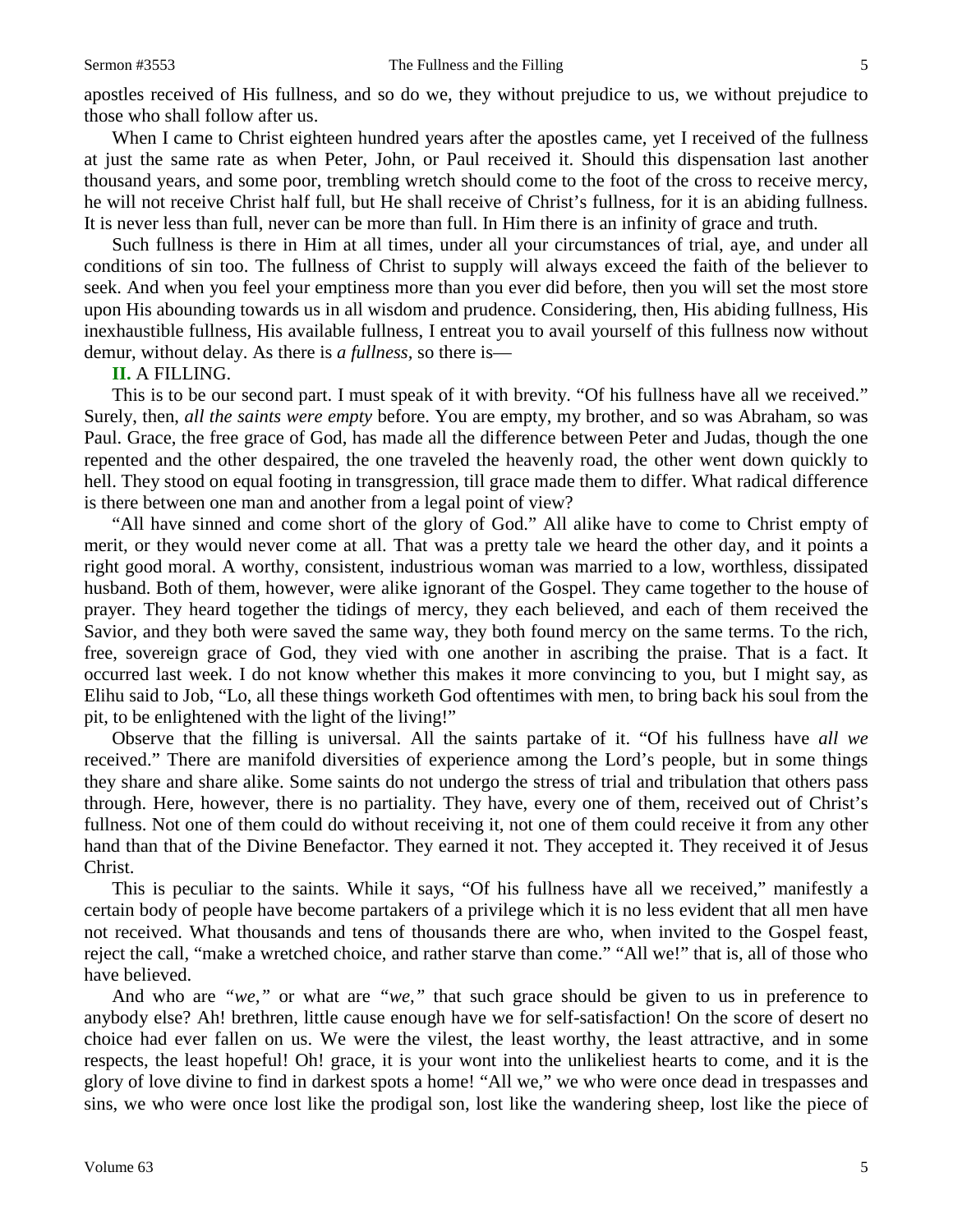apostles received of His fullness, and so do we, they without prejudice to us, we without prejudice to those who shall follow after us.

When I came to Christ eighteen hundred years after the apostles came, yet I received of the fullness at just the same rate as when Peter, John, or Paul received it. Should this dispensation last another thousand years, and some poor, trembling wretch should come to the foot of the cross to receive mercy, he will not receive Christ half full, but He shall receive of Christ's fullness, for it is an abiding fullness. It is never less than full, never can be more than full. In Him there is an infinity of grace and truth.

Such fullness is there in Him at all times, under all your circumstances of trial, aye, and under all conditions of sin too. The fullness of Christ to supply will always exceed the faith of the believer to seek. And when you feel your emptiness more than you ever did before, then you will set the most store upon His abounding towards us in all wisdom and prudence. Considering, then, His abiding fullness, His inexhaustible fullness, His available fullness, I entreat you to avail yourself of this fullness now without demur, without delay. As there is *a fullness*, so there is—

**II.** A FILLING.

This is to be our second part. I must speak of it with brevity. "Of his fullness have all we received." Surely, then, *all the saints were empty* before. You are empty, my brother, and so was Abraham, so was Paul. Grace, the free grace of God, has made all the difference between Peter and Judas, though the one repented and the other despaired, the one traveled the heavenly road, the other went down quickly to hell. They stood on equal footing in transgression, till grace made them to differ. What radical difference is there between one man and another from a legal point of view?

"All have sinned and come short of the glory of God." All alike have to come to Christ empty of merit, or they would never come at all. That was a pretty tale we heard the other day, and it points a right good moral. A worthy, consistent, industrious woman was married to a low, worthless, dissipated husband. Both of them, however, were alike ignorant of the Gospel. They came together to the house of prayer. They heard together the tidings of mercy, they each believed, and each of them received the Savior, and they both were saved the same way, they both found mercy on the same terms. To the rich, free, sovereign grace of God, they vied with one another in ascribing the praise. That is a fact. It occurred last week. I do not know whether this makes it more convincing to you, but I might say, as Elihu said to Job, "Lo, all these things worketh God oftentimes with men, to bring back his soul from the pit, to be enlightened with the light of the living!"

Observe that the filling is universal. All the saints partake of it. "Of his fullness have *all we* received." There are manifold diversities of experience among the Lord's people, but in some things they share and share alike. Some saints do not undergo the stress of trial and tribulation that others pass through. Here, however, there is no partiality. They have, every one of them, received out of Christ's fullness. Not one of them could do without receiving it, not one of them could receive it from any other hand than that of the Divine Benefactor. They earned it not. They accepted it. They received it of Jesus Christ.

This is peculiar to the saints. While it says, "Of his fullness have all we received," manifestly a certain body of people have become partakers of a privilege which it is no less evident that all men have not received. What thousands and tens of thousands there are who, when invited to the Gospel feast, reject the call, "make a wretched choice, and rather starve than come." "All we!" that is, all of those who have believed.

And who are *"we,"* or what are *"we,"* that such grace should be given to us in preference to anybody else? Ah! brethren, little cause enough have we for self-satisfaction! On the score of desert no choice had ever fallen on us. We were the vilest, the least worthy, the least attractive, and in some respects, the least hopeful! Oh! grace, it is your wont into the unlikeliest hearts to come, and it is the glory of love divine to find in darkest spots a home! "All we," we who were once dead in trespasses and sins, we who were once lost like the prodigal son, lost like the wandering sheep, lost like the piece of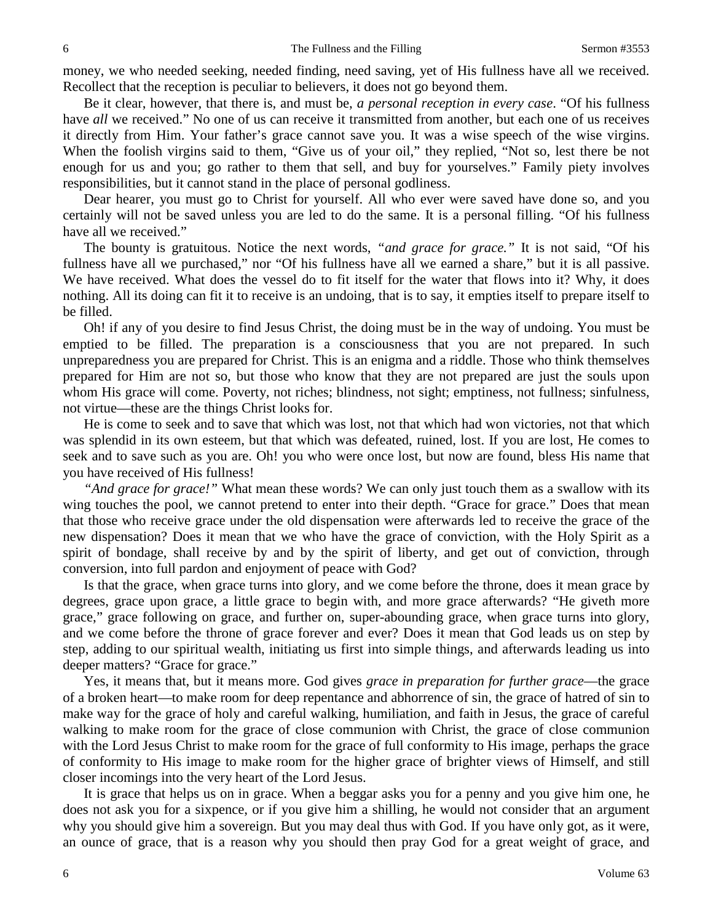money, we who needed seeking, needed finding, need saving, yet of His fullness have all we received. Recollect that the reception is peculiar to believers, it does not go beyond them.

Be it clear, however, that there is, and must be, *a personal reception in every case*. "Of his fullness have *all* we received." No one of us can receive it transmitted from another, but each one of us receives it directly from Him. Your father's grace cannot save you. It was a wise speech of the wise virgins. When the foolish virgins said to them, "Give us of your oil," they replied, "Not so, lest there be not enough for us and you; go rather to them that sell, and buy for yourselves." Family piety involves responsibilities, but it cannot stand in the place of personal godliness.

Dear hearer, you must go to Christ for yourself. All who ever were saved have done so, and you certainly will not be saved unless you are led to do the same. It is a personal filling. "Of his fullness have all we received."

The bounty is gratuitous. Notice the next words, *"and grace for grace."* It is not said, "Of his fullness have all we purchased," nor "Of his fullness have all we earned a share," but it is all passive. We have received. What does the vessel do to fit itself for the water that flows into it? Why, it does nothing. All its doing can fit it to receive is an undoing, that is to say, it empties itself to prepare itself to be filled.

Oh! if any of you desire to find Jesus Christ, the doing must be in the way of undoing. You must be emptied to be filled. The preparation is a consciousness that you are not prepared. In such unpreparedness you are prepared for Christ. This is an enigma and a riddle. Those who think themselves prepared for Him are not so, but those who know that they are not prepared are just the souls upon whom His grace will come. Poverty, not riches; blindness, not sight; emptiness, not fullness; sinfulness, not virtue—these are the things Christ looks for.

He is come to seek and to save that which was lost, not that which had won victories, not that which was splendid in its own esteem, but that which was defeated, ruined, lost. If you are lost, He comes to seek and to save such as you are. Oh! you who were once lost, but now are found, bless His name that you have received of His fullness!

*"And grace for grace!"* What mean these words? We can only just touch them as a swallow with its wing touches the pool, we cannot pretend to enter into their depth. "Grace for grace." Does that mean that those who receive grace under the old dispensation were afterwards led to receive the grace of the new dispensation? Does it mean that we who have the grace of conviction, with the Holy Spirit as a spirit of bondage, shall receive by and by the spirit of liberty, and get out of conviction, through conversion, into full pardon and enjoyment of peace with God?

Is that the grace, when grace turns into glory, and we come before the throne, does it mean grace by degrees, grace upon grace, a little grace to begin with, and more grace afterwards? "He giveth more grace," grace following on grace, and further on, super-abounding grace, when grace turns into glory, and we come before the throne of grace forever and ever? Does it mean that God leads us on step by step, adding to our spiritual wealth, initiating us first into simple things, and afterwards leading us into deeper matters? "Grace for grace."

Yes, it means that, but it means more. God gives *grace in preparation for further grace*—the grace of a broken heart—to make room for deep repentance and abhorrence of sin, the grace of hatred of sin to make way for the grace of holy and careful walking, humiliation, and faith in Jesus, the grace of careful walking to make room for the grace of close communion with Christ, the grace of close communion with the Lord Jesus Christ to make room for the grace of full conformity to His image, perhaps the grace of conformity to His image to make room for the higher grace of brighter views of Himself, and still closer incomings into the very heart of the Lord Jesus.

It is grace that helps us on in grace. When a beggar asks you for a penny and you give him one, he does not ask you for a sixpence, or if you give him a shilling, he would not consider that an argument why you should give him a sovereign. But you may deal thus with God. If you have only got, as it were, an ounce of grace, that is a reason why you should then pray God for a great weight of grace, and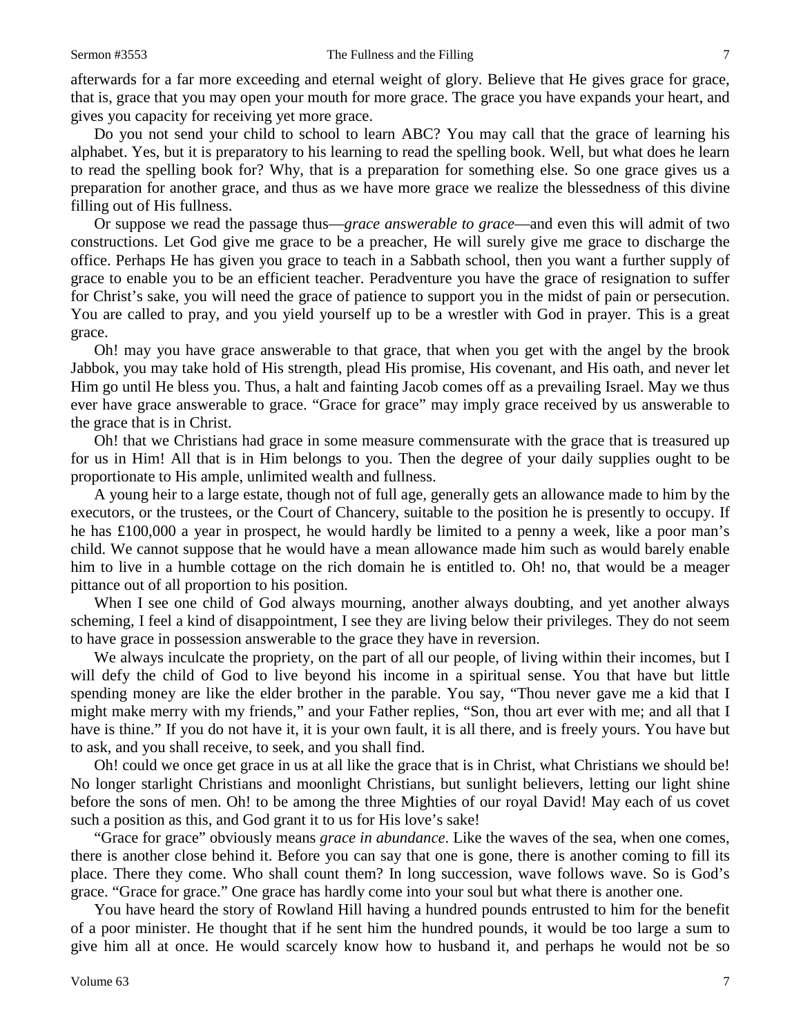afterwards for a far more exceeding and eternal weight of glory. Believe that He gives grace for grace, that is, grace that you may open your mouth for more grace. The grace you have expands your heart, and gives you capacity for receiving yet more grace.

Do you not send your child to school to learn ABC? You may call that the grace of learning his alphabet. Yes, but it is preparatory to his learning to read the spelling book. Well, but what does he learn to read the spelling book for? Why, that is a preparation for something else. So one grace gives us a preparation for another grace, and thus as we have more grace we realize the blessedness of this divine filling out of His fullness.

Or suppose we read the passage thus—*grace answerable to grace*—and even this will admit of two constructions. Let God give me grace to be a preacher, He will surely give me grace to discharge the office. Perhaps He has given you grace to teach in a Sabbath school, then you want a further supply of grace to enable you to be an efficient teacher. Peradventure you have the grace of resignation to suffer for Christ's sake, you will need the grace of patience to support you in the midst of pain or persecution. You are called to pray, and you yield yourself up to be a wrestler with God in prayer. This is a great grace.

Oh! may you have grace answerable to that grace, that when you get with the angel by the brook Jabbok, you may take hold of His strength, plead His promise, His covenant, and His oath, and never let Him go until He bless you. Thus, a halt and fainting Jacob comes off as a prevailing Israel. May we thus ever have grace answerable to grace. "Grace for grace" may imply grace received by us answerable to the grace that is in Christ.

Oh! that we Christians had grace in some measure commensurate with the grace that is treasured up for us in Him! All that is in Him belongs to you. Then the degree of your daily supplies ought to be proportionate to His ample, unlimited wealth and fullness.

A young heir to a large estate, though not of full age, generally gets an allowance made to him by the executors, or the trustees, or the Court of Chancery, suitable to the position he is presently to occupy. If he has £100,000 a year in prospect, he would hardly be limited to a penny a week, like a poor man's child. We cannot suppose that he would have a mean allowance made him such as would barely enable him to live in a humble cottage on the rich domain he is entitled to. Oh! no, that would be a meager pittance out of all proportion to his position.

When I see one child of God always mourning, another always doubting, and yet another always scheming, I feel a kind of disappointment, I see they are living below their privileges. They do not seem to have grace in possession answerable to the grace they have in reversion.

We always inculcate the propriety, on the part of all our people, of living within their incomes, but I will defy the child of God to live beyond his income in a spiritual sense. You that have but little spending money are like the elder brother in the parable. You say, "Thou never gave me a kid that I might make merry with my friends," and your Father replies, "Son, thou art ever with me; and all that I have is thine." If you do not have it, it is your own fault, it is all there, and is freely yours. You have but to ask, and you shall receive, to seek, and you shall find.

Oh! could we once get grace in us at all like the grace that is in Christ, what Christians we should be! No longer starlight Christians and moonlight Christians, but sunlight believers, letting our light shine before the sons of men. Oh! to be among the three Mighties of our royal David! May each of us covet such a position as this, and God grant it to us for His love's sake!

"Grace for grace" obviously means *grace in abundance*. Like the waves of the sea, when one comes, there is another close behind it. Before you can say that one is gone, there is another coming to fill its place. There they come. Who shall count them? In long succession, wave follows wave. So is God's grace. "Grace for grace." One grace has hardly come into your soul but what there is another one.

You have heard the story of Rowland Hill having a hundred pounds entrusted to him for the benefit of a poor minister. He thought that if he sent him the hundred pounds, it would be too large a sum to give him all at once. He would scarcely know how to husband it, and perhaps he would not be so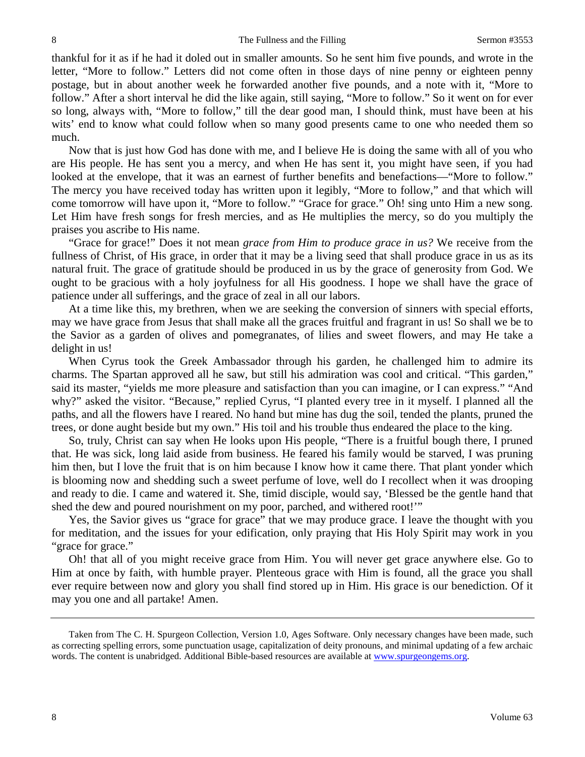thankful for it as if he had it doled out in smaller amounts. So he sent him five pounds, and wrote in the letter, "More to follow." Letters did not come often in those days of nine penny or eighteen penny postage, but in about another week he forwarded another five pounds, and a note with it, "More to follow." After a short interval he did the like again, still saying, "More to follow." So it went on for ever so long, always with, "More to follow," till the dear good man, I should think, must have been at his wits' end to know what could follow when so many good presents came to one who needed them so much.

Now that is just how God has done with me, and I believe He is doing the same with all of you who are His people. He has sent you a mercy, and when He has sent it, you might have seen, if you had looked at the envelope, that it was an earnest of further benefits and benefactions—"More to follow." The mercy you have received today has written upon it legibly, "More to follow," and that which will come tomorrow will have upon it, "More to follow." "Grace for grace." Oh! sing unto Him a new song. Let Him have fresh songs for fresh mercies, and as He multiplies the mercy, so do you multiply the praises you ascribe to His name.

"Grace for grace!" Does it not mean *grace from Him to produce grace in us?* We receive from the fullness of Christ, of His grace, in order that it may be a living seed that shall produce grace in us as its natural fruit. The grace of gratitude should be produced in us by the grace of generosity from God. We ought to be gracious with a holy joyfulness for all His goodness. I hope we shall have the grace of patience under all sufferings, and the grace of zeal in all our labors.

At a time like this, my brethren, when we are seeking the conversion of sinners with special efforts, may we have grace from Jesus that shall make all the graces fruitful and fragrant in us! So shall we be to the Savior as a garden of olives and pomegranates, of lilies and sweet flowers, and may He take a delight in us!

When Cyrus took the Greek Ambassador through his garden, he challenged him to admire its charms. The Spartan approved all he saw, but still his admiration was cool and critical. "This garden," said its master, "yields me more pleasure and satisfaction than you can imagine, or I can express." "And why?" asked the visitor. "Because," replied Cyrus, "I planted every tree in it myself. I planned all the paths, and all the flowers have I reared. No hand but mine has dug the soil, tended the plants, pruned the trees, or done aught beside but my own." His toil and his trouble thus endeared the place to the king.

So, truly, Christ can say when He looks upon His people, "There is a fruitful bough there, I pruned that. He was sick, long laid aside from business. He feared his family would be starved, I was pruning him then, but I love the fruit that is on him because I know how it came there. That plant yonder which is blooming now and shedding such a sweet perfume of love, well do I recollect when it was drooping and ready to die. I came and watered it. She, timid disciple, would say, 'Blessed be the gentle hand that shed the dew and poured nourishment on my poor, parched, and withered root!'"

Yes, the Savior gives us "grace for grace" that we may produce grace. I leave the thought with you for meditation, and the issues for your edification, only praying that His Holy Spirit may work in you "grace for grace."

Oh! that all of you might receive grace from Him. You will never get grace anywhere else. Go to Him at once by faith, with humble prayer. Plenteous grace with Him is found, all the grace you shall ever require between now and glory you shall find stored up in Him. His grace is our benediction. Of it may you one and all partake! Amen.

---

Taken from The C. H. Spurgeon Collection, Version 1.0, Ages Software. Only necessary changes have been made, such as correcting spelling errors, some punctuation usage, capitalization of deity pronouns, and minimal updating of a few archaic words. The content is unabridged. Additional Bible-based resources are available at www.spurgeongems.org.